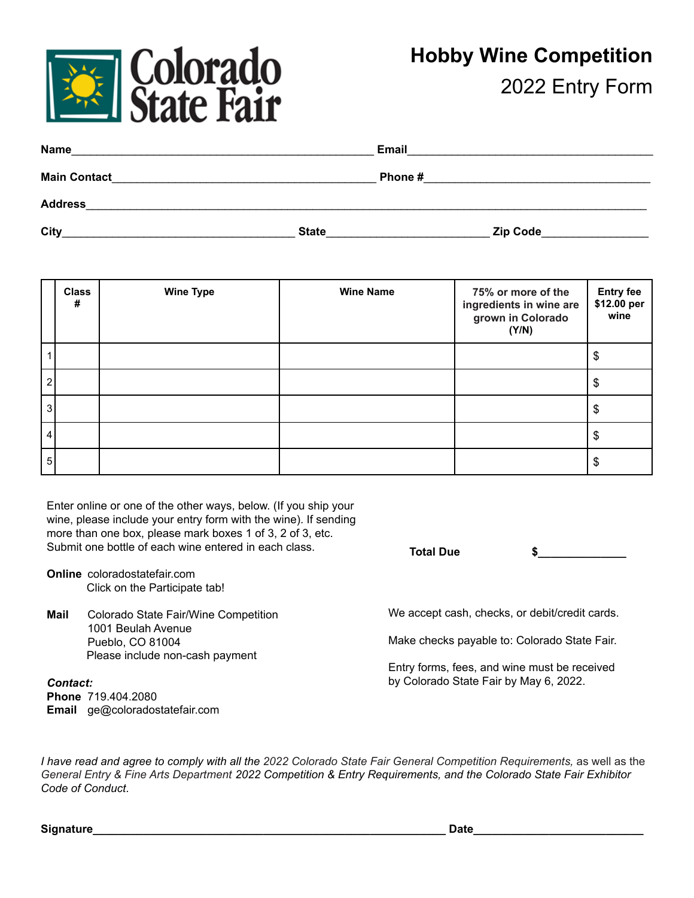# Colorado State Fair

## Hobby Wine Competition

2022 Entry Form

**Name**_______________________________________________ **Email**____________________________________

**Main Contact**_________________________________________ **Phone #**__________________________________

**Address**_____________________________________________________________________________________

**City**____________________________________ **State**_________________________ **Zip Code**________________

| | Class # | Wine Type | Wine Name | 75% or more of the ingredients in wine are grown in Colorado (Y/N) | Entry fee $12.00 per wine |
|---|---|---|---|---|---|
| 1 | | | | | $ |
| 2 | | | | | $ |
| 3 | | | | | $ |
| 4 | | | | | $ |
| 5 | | | | | $ |

Enter online or one of the other ways, below. (If you ship your wine, please include your entry form with the wine). If sending more than one box, please mark boxes 1 of 3, 2 of 3, etc. Submit one bottle of each wine entered in each class.

**Total Due** $______________

**Online** coloradostatefair.com
Click on the Participate tab!

**Mail** Colorado State Fair/Wine Competition
1001 Beulah Avenue
Pueblo, CO 81004
Please include non-cash payment

We accept cash, checks, or debit/credit cards.

Make checks payable to: Colorado State Fair.

Entry forms, fees, and wine must be received by Colorado State Fair by May 6, 2022.

***Contact:***
**Phone** 719.404.2080
**Email** ge@coloradostatefair.com

*I have read and agree to comply with all the 2022 Colorado State Fair General Competition Requirements,* as well as the *General Entry & Fine Arts Department 2022 Competition & Entry Requirements, and the Colorado State Fair Exhibitor Code of Conduct.*

**Signature**_______________________________________________________ **Date**__________________________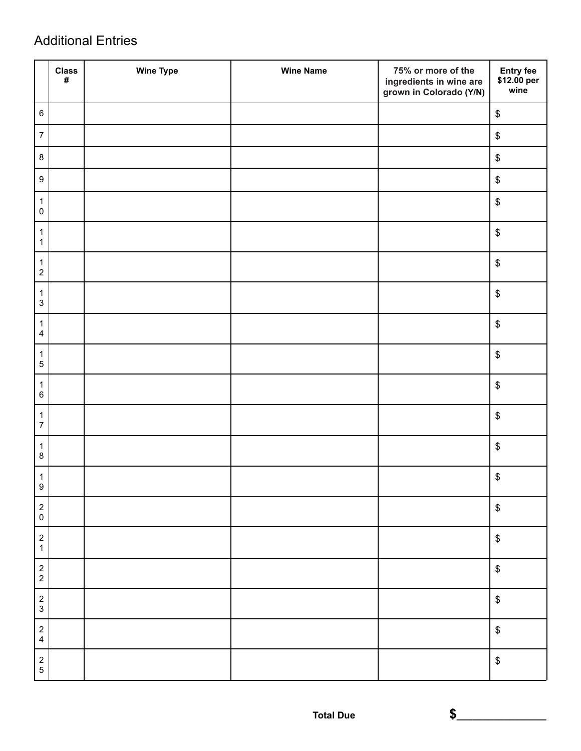Additional Entries

| | Class # | Wine Type | Wine Name | 75% or more of the ingredients in wine are grown in Colorado (Y/N) | Entry fee $12.00 per wine |
|---|---|---|---|---|---|
| 6 | | | | | $ |
| 7 | | | | | $ |
| 8 | | | | | $ |
| 9 | | | | | $ |
| 10 | | | | | $ |
| 11 | | | | | $ |
| 12 | | | | | $ |
| 13 | | | | | $ |
| 14 | | | | | $ |
| 15 | | | | | $ |
| 16 | | | | | $ |
| 17 | | | | | $ |
| 18 | | | | | $ |
| 19 | | | | | $ |
| 20 | | | | | $ |
| 21 | | | | | $ |
| 22 | | | | | $ |
| 23 | | | | | $ |
| 24 | | | | | $ |
| 25 | | | | | $ |

**Total Due** **$______________**